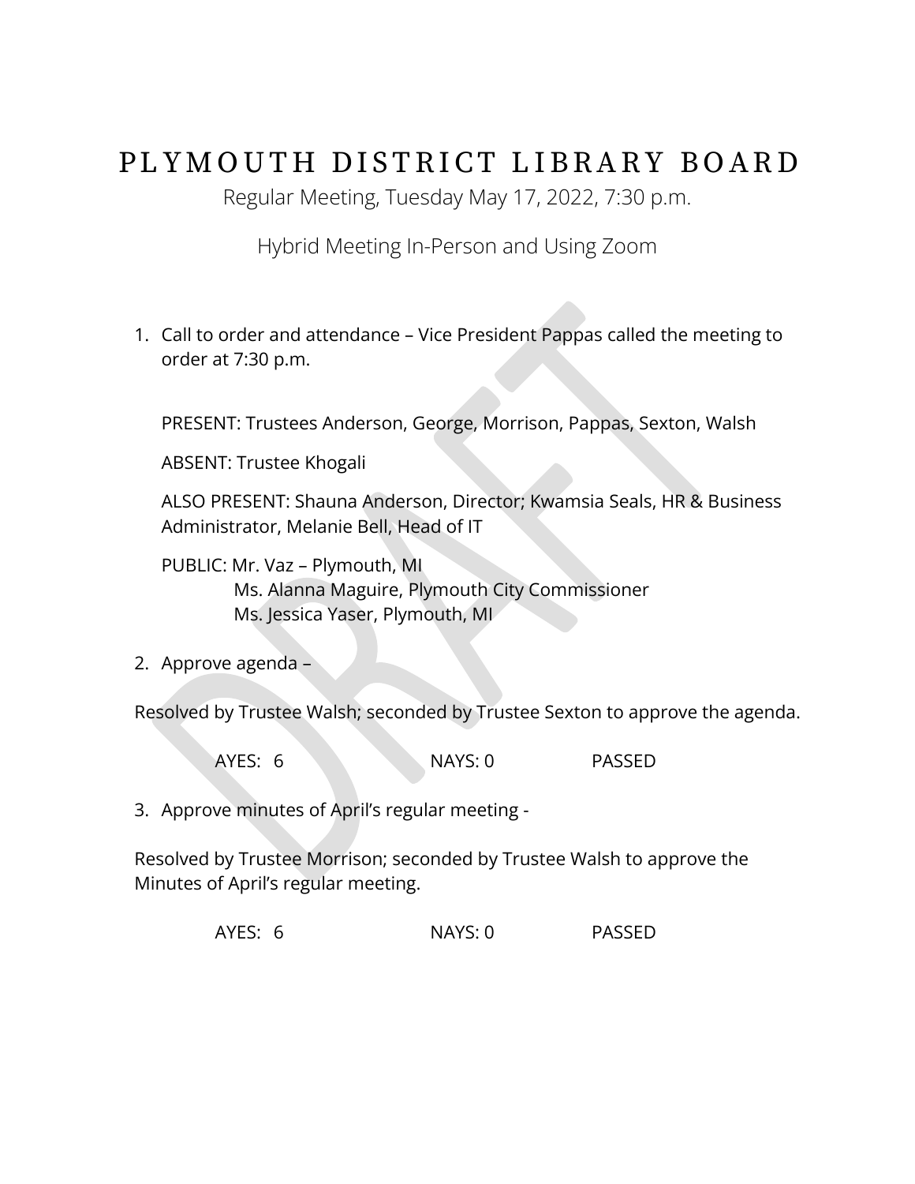# PLYMOUTH DISTRICT LIBRARY BOARD

Regular Meeting, Tuesday May 17, 2022, 7:30 p.m.

Hybrid Meeting In-Person and Using Zoom

1. Call to order and attendance – Vice President Pappas called the meeting to order at 7:30 p.m.

   PRESENT: Trustees Anderson, George, Morrison, Pappas, Sexton, Walsh

   ABSENT: Trustee Khogali

   ALSO PRESENT: Shauna Anderson, Director; Kwamsia Seals, HR & Business Administrator, Melanie Bell, Head of IT

   PUBLIC: Mr. Vaz – Plymouth, MI
   Ms. Alanna Maguire, Plymouth City Commissioner
   Ms. Jessica Yaser, Plymouth, MI

2. Approve agenda –

Resolved by Trustee Walsh; seconded by Trustee Sexton to approve the agenda.

AYES: 6 NAYS: 0 PASSED

3. Approve minutes of April's regular meeting -

Resolved by Trustee Morrison; seconded by Trustee Walsh to approve the Minutes of April's regular meeting.

AYES: 6 NAYS: 0 PASSED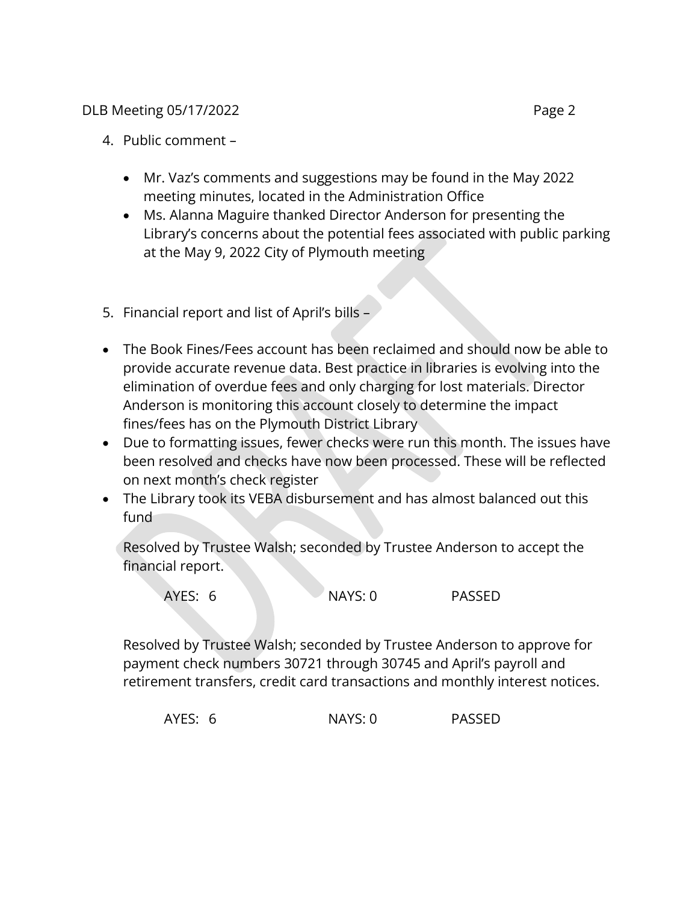4. Public comment –

   - Mr. Vaz's comments and suggestions may be found in the May 2022 meeting minutes, located in the Administration Office
   - Ms. Alanna Maguire thanked Director Anderson for presenting the Library's concerns about the potential fees associated with public parking at the May 9, 2022 City of Plymouth meeting

5. Financial report and list of April's bills –

- The Book Fines/Fees account has been reclaimed and should now be able to provide accurate revenue data. Best practice in libraries is evolving into the elimination of overdue fees and only charging for lost materials. Director Anderson is monitoring this account closely to determine the impact fines/fees has on the Plymouth District Library
- Due to formatting issues, fewer checks were run this month. The issues have been resolved and checks have now been processed. These will be reflected on next month's check register
- The Library took its VEBA disbursement and has almost balanced out this fund

Resolved by Trustee Walsh; seconded by Trustee Anderson to accept the financial report.

AYES: 6 NAYS: 0 PASSED

Resolved by Trustee Walsh; seconded by Trustee Anderson to approve for payment check numbers 30721 through 30745 and April's payroll and retirement transfers, credit card transactions and monthly interest notices.

AYES: 6 NAYS: 0 PASSED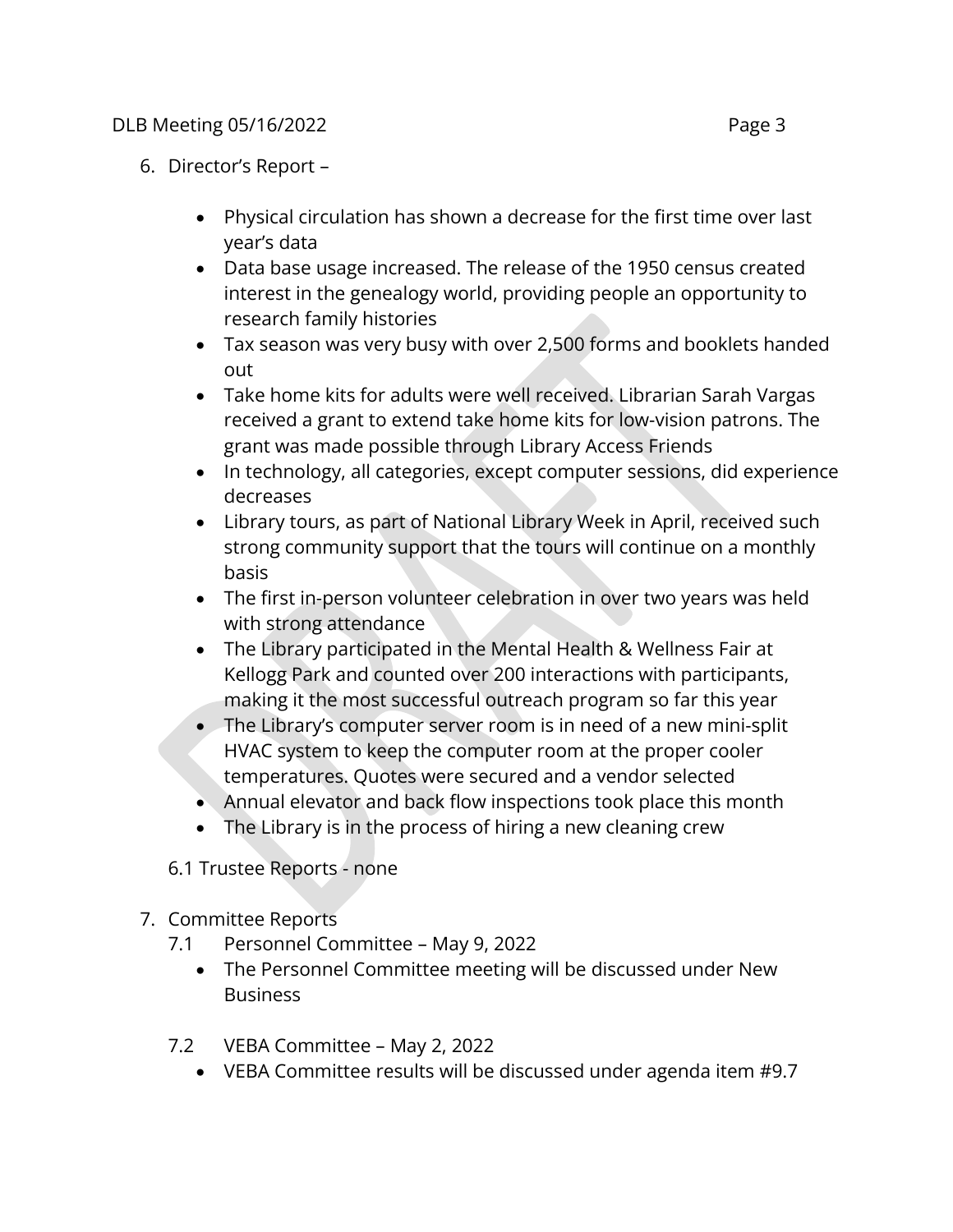6. Director's Report –

    - Physical circulation has shown a decrease for the first time over last year's data
    - Data base usage increased. The release of the 1950 census created interest in the genealogy world, providing people an opportunity to research family histories
    - Tax season was very busy with over 2,500 forms and booklets handed out
    - Take home kits for adults were well received. Librarian Sarah Vargas received a grant to extend take home kits for low-vision patrons. The grant was made possible through Library Access Friends
    - In technology, all categories, except computer sessions, did experience decreases
    - Library tours, as part of National Library Week in April, received such strong community support that the tours will continue on a monthly basis
    - The first in-person volunteer celebration in over two years was held with strong attendance
    - The Library participated in the Mental Health & Wellness Fair at Kellogg Park and counted over 200 interactions with participants, making it the most successful outreach program so far this year
    - The Library's computer server room is in need of a new mini-split HVAC system to keep the computer room at the proper cooler temperatures. Quotes were secured and a vendor selected
    - Annual elevator and back flow inspections took place this month
    - The Library is in the process of hiring a new cleaning crew

    6.1 Trustee Reports - none

7. Committee Reports
    - 7.1 Personnel Committee – May 9, 2022
        - The Personnel Committee meeting will be discussed under New Business
    - 7.2 VEBA Committee – May 2, 2022
        - VEBA Committee results will be discussed under agenda item #9.7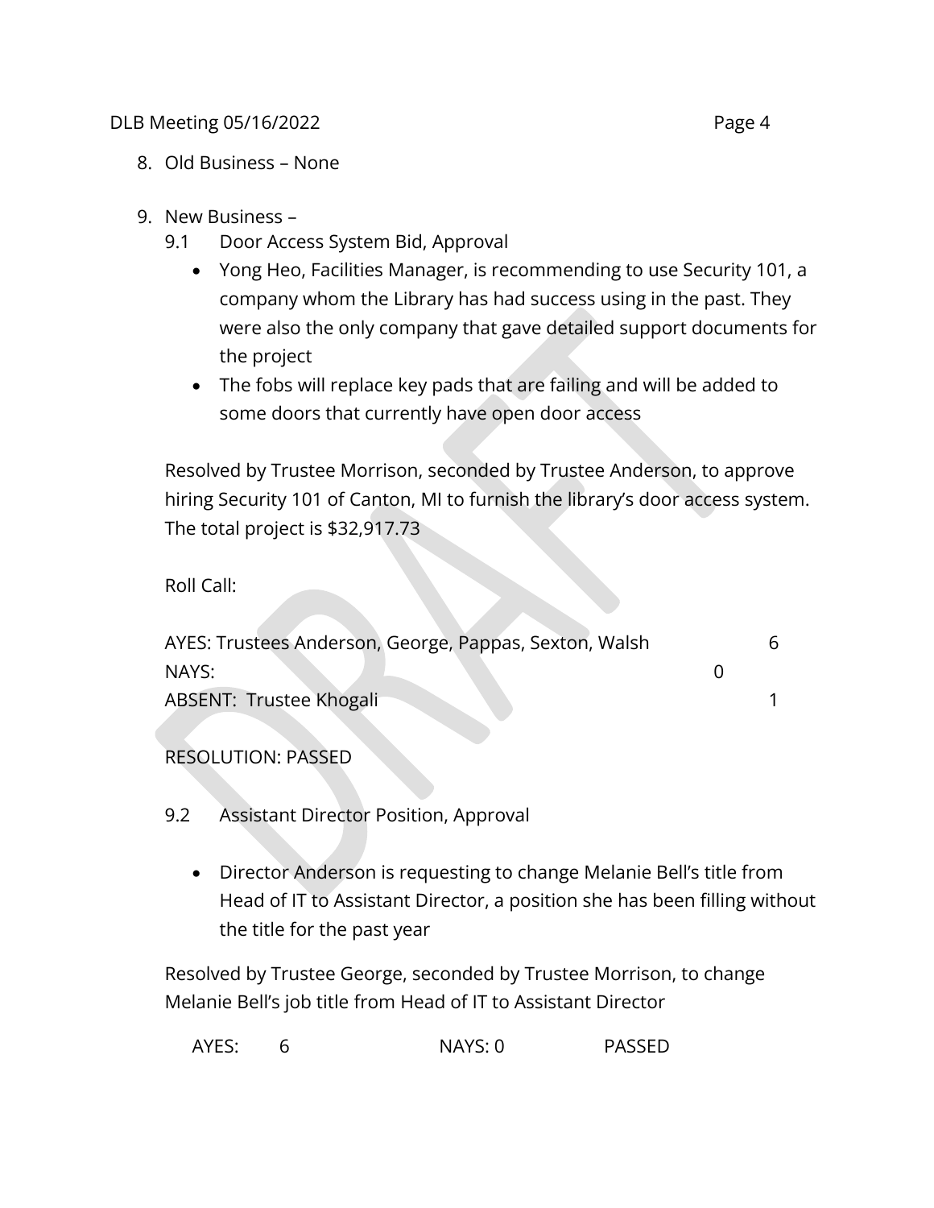8. Old Business – None

9. New Business –

   9.1 Door Access System Bid, Approval

   - Yong Heo, Facilities Manager, is recommending to use Security 101, a company whom the Library has had success using in the past. They were also the only company that gave detailed support documents for the project
   - The fobs will replace key pads that are failing and will be added to some doors that currently have open door access

   Resolved by Trustee Morrison, seconded by Trustee Anderson, to approve hiring Security 101 of Canton, MI to furnish the library's door access system. The total project is $32,917.73

   Roll Call:

   AYES: Trustees Anderson, George, Pappas, Sexton, Walsh 6
   NAYS: 0
   ABSENT: Trustee Khogali 1

   RESOLUTION: PASSED

   9.2 Assistant Director Position, Approval

   - Director Anderson is requesting to change Melanie Bell's title from Head of IT to Assistant Director, a position she has been filling without the title for the past year

   Resolved by Trustee George, seconded by Trustee Morrison, to change Melanie Bell's job title from Head of IT to Assistant Director

   AYES: 6 NAYS: 0 PASSED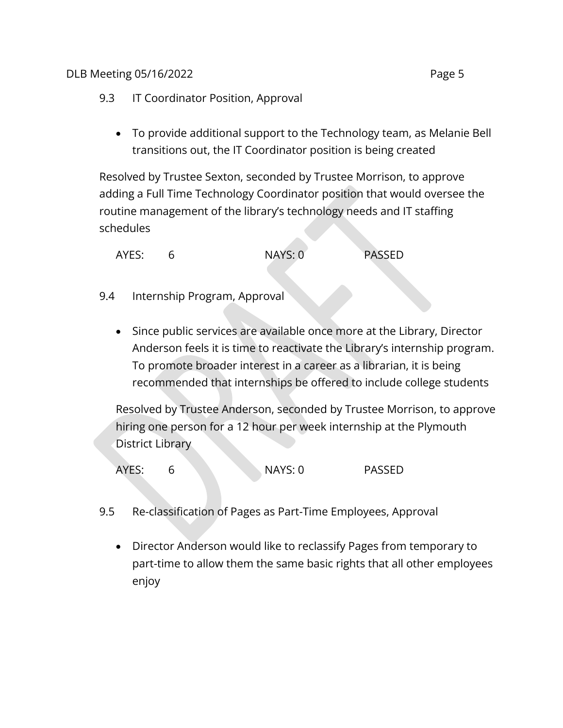9.3 IT Coordinator Position, Approval

- To provide additional support to the Technology team, as Melanie Bell transitions out, the IT Coordinator position is being created

Resolved by Trustee Sexton, seconded by Trustee Morrison, to approve adding a Full Time Technology Coordinator position that would oversee the routine management of the library's technology needs and IT staffing schedules

AYES: 6 NAYS: 0 PASSED

9.4 Internship Program, Approval

- Since public services are available once more at the Library, Director Anderson feels it is time to reactivate the Library's internship program. To promote broader interest in a career as a librarian, it is being recommended that internships be offered to include college students

Resolved by Trustee Anderson, seconded by Trustee Morrison, to approve hiring one person for a 12 hour per week internship at the Plymouth District Library

AYES: 6 NAYS: 0 PASSED

9.5 Re-classification of Pages as Part-Time Employees, Approval

- Director Anderson would like to reclassify Pages from temporary to part-time to allow them the same basic rights that all other employees enjoy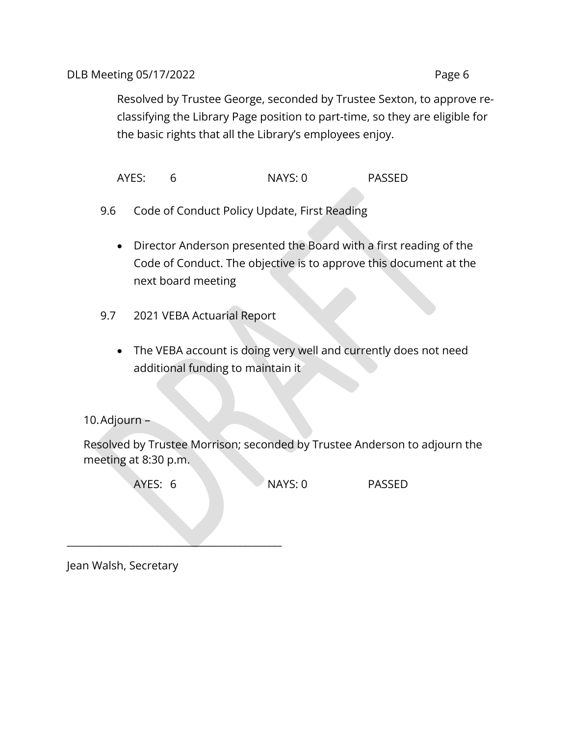Resolved by Trustee George, seconded by Trustee Sexton, to approve re-classifying the Library Page position to part-time, so they are eligible for the basic rights that all the Library's employees enjoy.

AYES: 6 NAYS: 0 PASSED

9.6 Code of Conduct Policy Update, First Reading

- Director Anderson presented the Board with a first reading of the Code of Conduct. The objective is to approve this document at the next board meeting

9.7 2021 VEBA Actuarial Report

- The VEBA account is doing very well and currently does not need additional funding to maintain it

10. Adjourn –

Resolved by Trustee Morrison; seconded by Trustee Anderson to adjourn the meeting at 8:30 p.m.

AYES: 6 NAYS: 0 PASSED

\_\_\_\_\_\_\_\_\_\_\_\_\_\_\_\_\_\_\_\_\_\_\_\_\_\_\_\_\_\_\_\_\_\_\_\_\_\_\_\_

Jean Walsh, Secretary